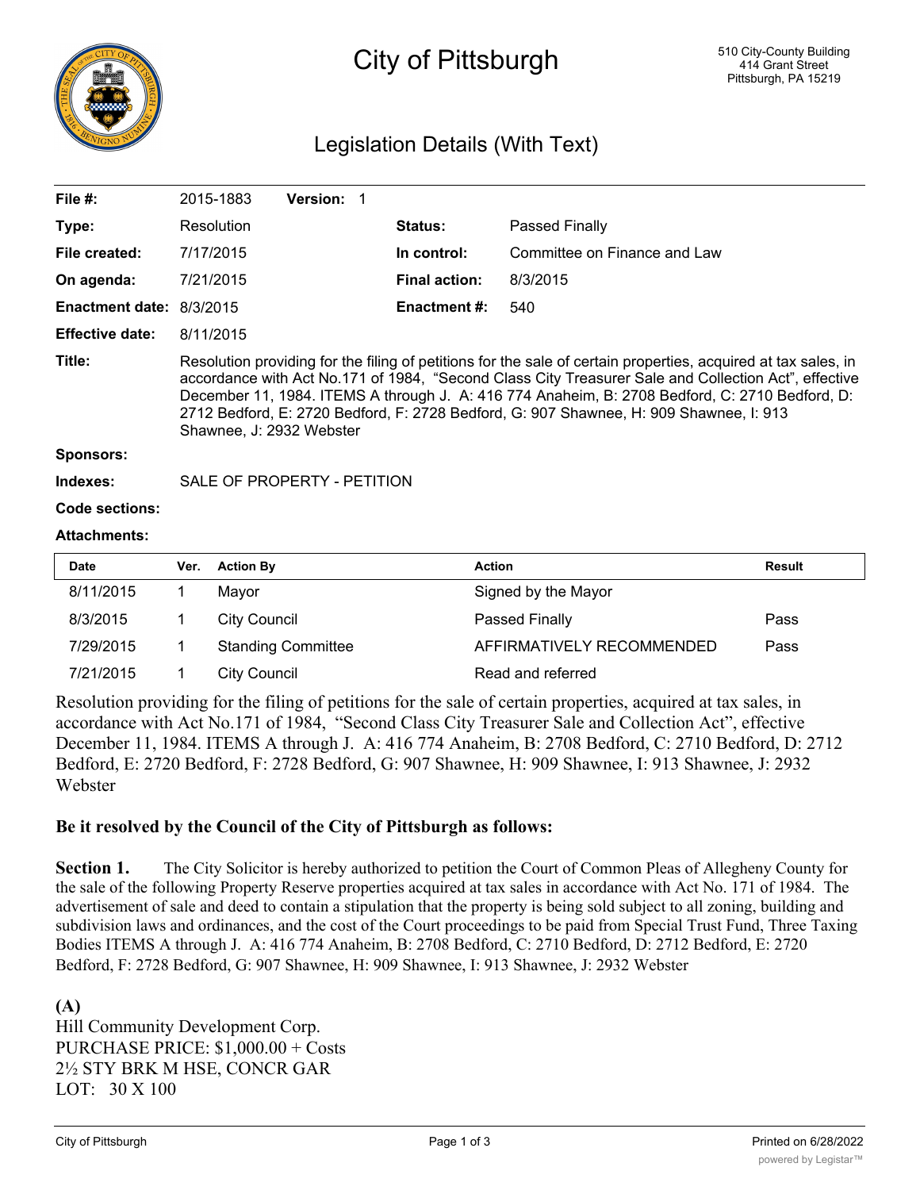# City of Pittsburgh

510 City-County Building
414 Grant Street
Pittsburgh, PA 15219

## Legislation Details (With Text)

| | | | |
|---|---|---|---|
| **File #:** | 2015-1883 **Version:** 1 | | |
| **Type:** | Resolution | **Status:** | Passed Finally |
| **File created:** | 7/17/2015 | **In control:** | Committee on Finance and Law |
| **On agenda:** | 7/21/2015 | **Final action:** | 8/3/2015 |
| **Enactment date:** | 8/3/2015 | **Enactment #:** | 540 |
| **Effective date:** | 8/11/2015 | | |

**Title:** Resolution providing for the filing of petitions for the sale of certain properties, acquired at tax sales, in accordance with Act No.171 of 1984, "Second Class City Treasurer Sale and Collection Act", effective December 11, 1984. ITEMS A through J. A: 416 774 Anaheim, B: 2708 Bedford, C: 2710 Bedford, D: 2712 Bedford, E: 2720 Bedford, F: 2728 Bedford, G: 907 Shawnee, H: 909 Shawnee, I: 913 Shawnee, J: 2932 Webster

**Sponsors:**

**Indexes:** SALE OF PROPERTY - PETITION

**Code sections:**

**Attachments:**

| Date | Ver. | Action By | Action | Result |
|---|---|---|---|---|
| 8/11/2015 | 1 | Mayor | Signed by the Mayor | |
| 8/3/2015 | 1 | City Council | Passed Finally | Pass |
| 7/29/2015 | 1 | Standing Committee | AFFIRMATIVELY RECOMMENDED | Pass |
| 7/21/2015 | 1 | City Council | Read and referred | |

Resolution providing for the filing of petitions for the sale of certain properties, acquired at tax sales, in accordance with Act No.171 of 1984, "Second Class City Treasurer Sale and Collection Act", effective December 11, 1984. ITEMS A through J. A: 416 774 Anaheim, B: 2708 Bedford, C: 2710 Bedford, D: 2712 Bedford, E: 2720 Bedford, F: 2728 Bedford, G: 907 Shawnee, H: 909 Shawnee, I: 913 Shawnee, J: 2932 Webster

**Be it resolved by the Council of the City of Pittsburgh as follows:**

**Section 1.** The City Solicitor is hereby authorized to petition the Court of Common Pleas of Allegheny County for the sale of the following Property Reserve properties acquired at tax sales in accordance with Act No. 171 of 1984. The advertisement of sale and deed to contain a stipulation that the property is being sold subject to all zoning, building and subdivision laws and ordinances, and the cost of the Court proceedings to be paid from Special Trust Fund, Three Taxing Bodies ITEMS A through J. A: 416 774 Anaheim, B: 2708 Bedford, C: 2710 Bedford, D: 2712 Bedford, E: 2720 Bedford, F: 2728 Bedford, G: 907 Shawnee, H: 909 Shawnee, I: 913 Shawnee, J: 2932 Webster

**(A)**
Hill Community Development Corp.
PURCHASE PRICE: $1,000.00 + Costs
2½ STY BRK M HSE, CONCR GAR
LOT: 30 X 100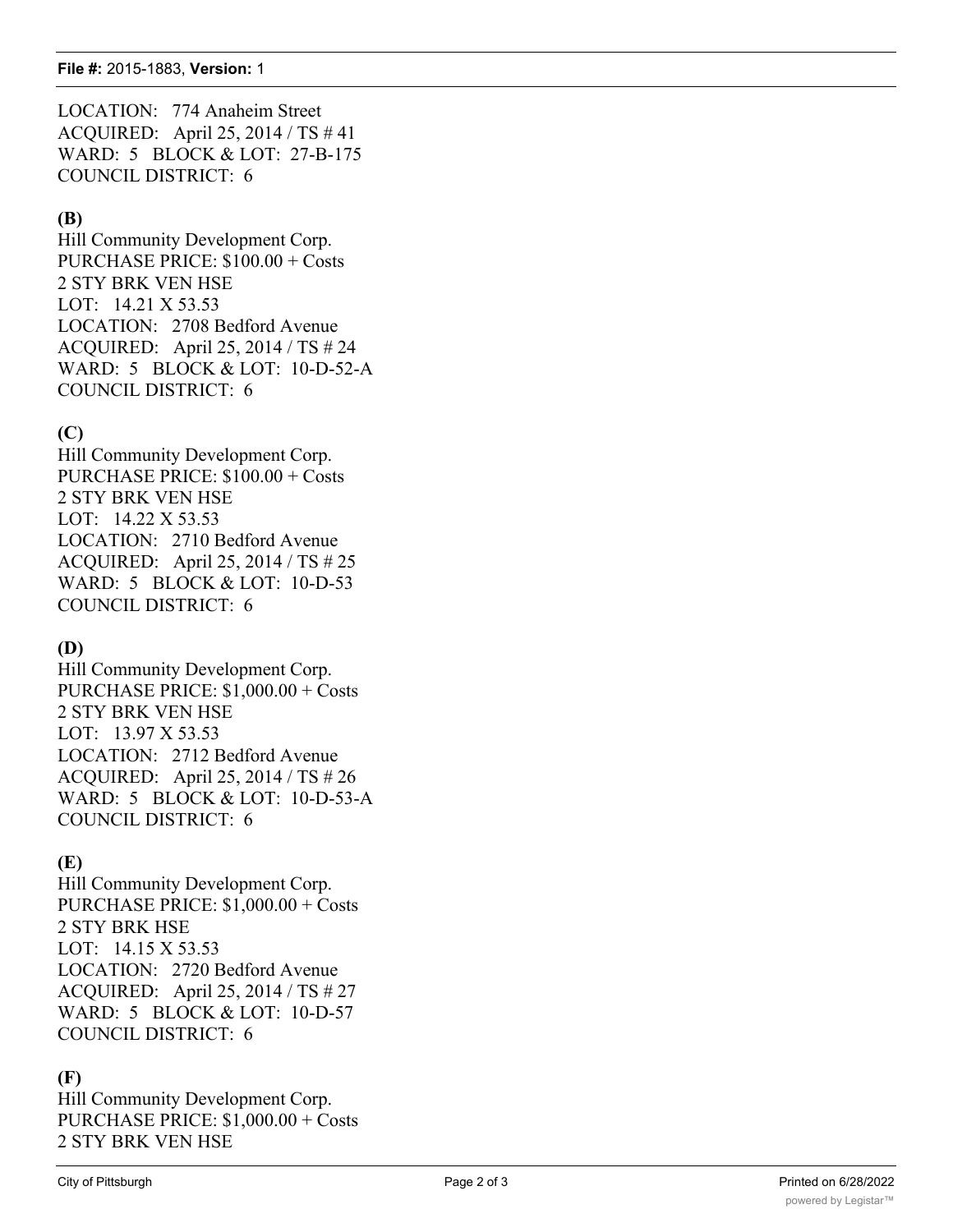LOCATION: 774 Anaheim Street
ACQUIRED: April 25, 2014 / TS # 41
WARD: 5 BLOCK & LOT: 27-B-175
COUNCIL DISTRICT: 6

**(B)**
Hill Community Development Corp.
PURCHASE PRICE: $100.00 + Costs
2 STY BRK VEN HSE
LOT: 14.21 X 53.53
LOCATION: 2708 Bedford Avenue
ACQUIRED: April 25, 2014 / TS # 24
WARD: 5 BLOCK & LOT: 10-D-52-A
COUNCIL DISTRICT: 6

**(C)**
Hill Community Development Corp.
PURCHASE PRICE: $100.00 + Costs
2 STY BRK VEN HSE
LOT: 14.22 X 53.53
LOCATION: 2710 Bedford Avenue
ACQUIRED: April 25, 2014 / TS # 25
WARD: 5 BLOCK & LOT: 10-D-53
COUNCIL DISTRICT: 6

**(D)**
Hill Community Development Corp.
PURCHASE PRICE: $1,000.00 + Costs
2 STY BRK VEN HSE
LOT: 13.97 X 53.53
LOCATION: 2712 Bedford Avenue
ACQUIRED: April 25, 2014 / TS # 26
WARD: 5 BLOCK & LOT: 10-D-53-A
COUNCIL DISTRICT: 6

**(E)**
Hill Community Development Corp.
PURCHASE PRICE: $1,000.00 + Costs
2 STY BRK HSE
LOT: 14.15 X 53.53
LOCATION: 2720 Bedford Avenue
ACQUIRED: April 25, 2014 / TS # 27
WARD: 5 BLOCK & LOT: 10-D-57
COUNCIL DISTRICT: 6

**(F)**
Hill Community Development Corp.
PURCHASE PRICE: $1,000.00 + Costs
2 STY BRK VEN HSE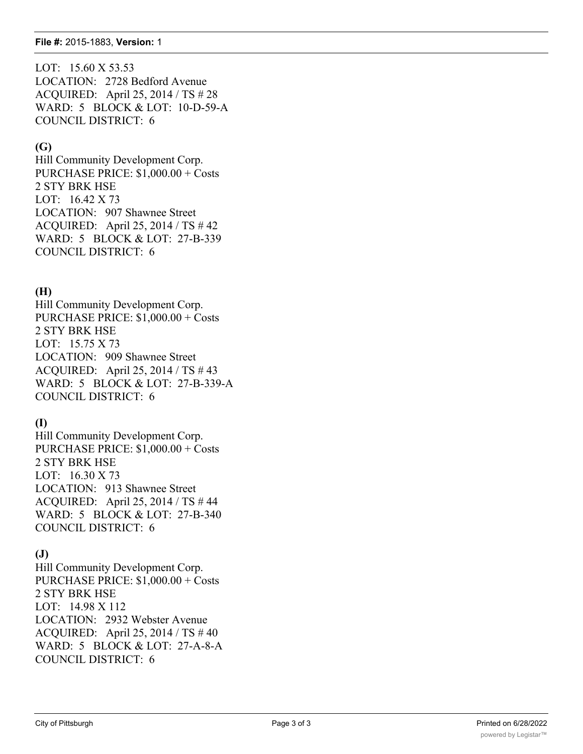LOT: 15.60 X 53.53
LOCATION: 2728 Bedford Avenue
ACQUIRED: April 25, 2014 / TS # 28
WARD: 5 BLOCK & LOT: 10-D-59-A
COUNCIL DISTRICT: 6

**(G)**
Hill Community Development Corp.
PURCHASE PRICE: $1,000.00 + Costs
2 STY BRK HSE
LOT: 16.42 X 73
LOCATION: 907 Shawnee Street
ACQUIRED: April 25, 2014 / TS # 42
WARD: 5 BLOCK & LOT: 27-B-339
COUNCIL DISTRICT: 6

**(H)**
Hill Community Development Corp.
PURCHASE PRICE: $1,000.00 + Costs
2 STY BRK HSE
LOT: 15.75 X 73
LOCATION: 909 Shawnee Street
ACQUIRED: April 25, 2014 / TS # 43
WARD: 5 BLOCK & LOT: 27-B-339-A
COUNCIL DISTRICT: 6

**(I)**
Hill Community Development Corp.
PURCHASE PRICE: $1,000.00 + Costs
2 STY BRK HSE
LOT: 16.30 X 73
LOCATION: 913 Shawnee Street
ACQUIRED: April 25, 2014 / TS # 44
WARD: 5 BLOCK & LOT: 27-B-340
COUNCIL DISTRICT: 6

**(J)**
Hill Community Development Corp.
PURCHASE PRICE: $1,000.00 + Costs
2 STY BRK HSE
LOT: 14.98 X 112
LOCATION: 2932 Webster Avenue
ACQUIRED: April 25, 2014 / TS # 40
WARD: 5 BLOCK & LOT: 27-A-8-A
COUNCIL DISTRICT: 6